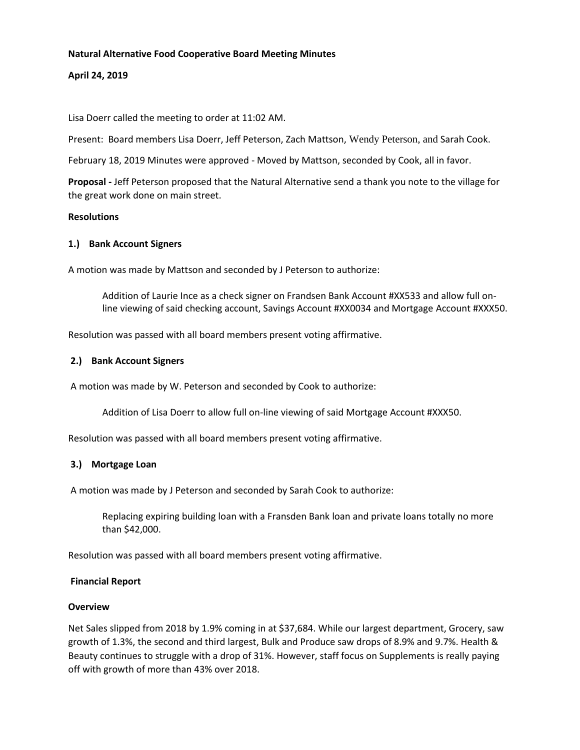**Natural Alternative Food Cooperative Board Meeting Minutes**

**April 24, 2019**

Lisa Doerr called the meeting to order at 11:02 AM.

Present: Board members Lisa Doerr, Jeff Peterson, Zach Mattson, Wendy Peterson, and Sarah Cook.

February 18, 2019 Minutes were approved - Moved by Mattson, seconded by Cook, all in favor.

**Proposal -** Jeff Peterson proposed that the Natural Alternative send a thank you note to the village for the great work done on main street.

**Resolutions**

**1.) Bank Account Signers**

A motion was made by Mattson and seconded by J Peterson to authorize:

> Addition of Laurie Ince as a check signer on Frandsen Bank Account #XX533 and allow full on-line viewing of said checking account, Savings Account #XX0034 and Mortgage Account #XXX50.

Resolution was passed with all board members present voting affirmative.

**2.) Bank Account Signers**

A motion was made by W. Peterson and seconded by Cook to authorize:

> Addition of Lisa Doerr to allow full on-line viewing of said Mortgage Account #XXX50.

Resolution was passed with all board members present voting affirmative.

**3.) Mortgage Loan**

A motion was made by J Peterson and seconded by Sarah Cook to authorize:

> Replacing expiring building loan with a Fransden Bank loan and private loans totally no more than $42,000.

Resolution was passed with all board members present voting affirmative.

**Financial Report**

**Overview**

Net Sales slipped from 2018 by 1.9% coming in at $37,684. While our largest department, Grocery, saw growth of 1.3%, the second and third largest, Bulk and Produce saw drops of 8.9% and 9.7%. Health & Beauty continues to struggle with a drop of 31%. However, staff focus on Supplements is really paying off with growth of more than 43% over 2018.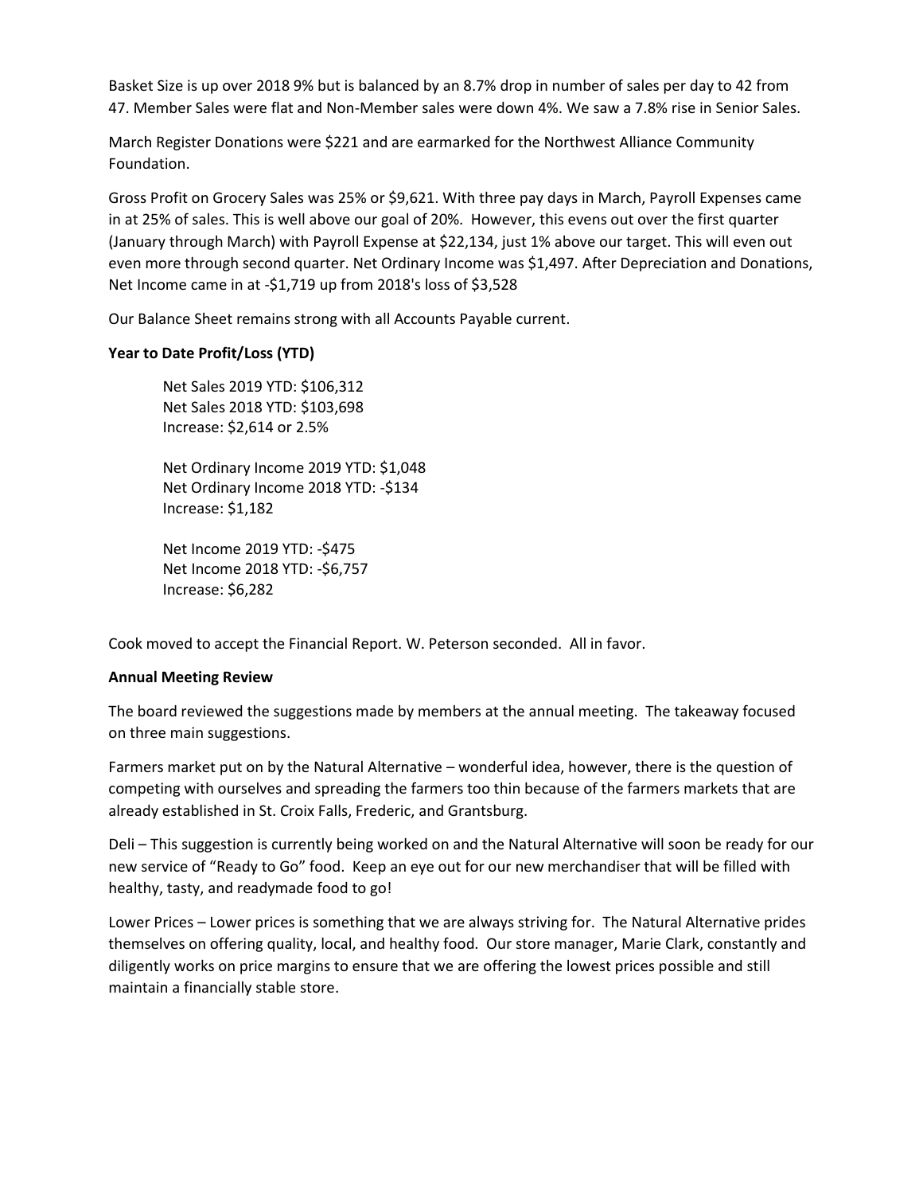Basket Size is up over 2018 9% but is balanced by an 8.7% drop in number of sales per day to 42 from 47. Member Sales were flat and Non-Member sales were down 4%. We saw a 7.8% rise in Senior Sales.

March Register Donations were $221 and are earmarked for the Northwest Alliance Community Foundation.

Gross Profit on Grocery Sales was 25% or $9,621. With three pay days in March, Payroll Expenses came in at 25% of sales. This is well above our goal of 20%. However, this evens out over the first quarter (January through March) with Payroll Expense at $22,134, just 1% above our target. This will even out even more through second quarter. Net Ordinary Income was $1,497. After Depreciation and Donations, Net Income came in at -$1,719 up from 2018's loss of $3,528

Our Balance Sheet remains strong with all Accounts Payable current.

**Year to Date Profit/Loss (YTD)**

Net Sales 2019 YTD: $106,312  
Net Sales 2018 YTD: $103,698  
Increase: $2,614 or 2.5%

Net Ordinary Income 2019 YTD: $1,048  
Net Ordinary Income 2018 YTD: -$134  
Increase: $1,182

Net Income 2019 YTD: -$475  
Net Income 2018 YTD: -$6,757  
Increase: $6,282

Cook moved to accept the Financial Report. W. Peterson seconded. All in favor.

**Annual Meeting Review**

The board reviewed the suggestions made by members at the annual meeting. The takeaway focused on three main suggestions.

Farmers market put on by the Natural Alternative – wonderful idea, however, there is the question of competing with ourselves and spreading the farmers too thin because of the farmers markets that are already established in St. Croix Falls, Frederic, and Grantsburg.

Deli – This suggestion is currently being worked on and the Natural Alternative will soon be ready for our new service of "Ready to Go" food. Keep an eye out for our new merchandiser that will be filled with healthy, tasty, and readymade food to go!

Lower Prices – Lower prices is something that we are always striving for. The Natural Alternative prides themselves on offering quality, local, and healthy food. Our store manager, Marie Clark, constantly and diligently works on price margins to ensure that we are offering the lowest prices possible and still maintain a financially stable store.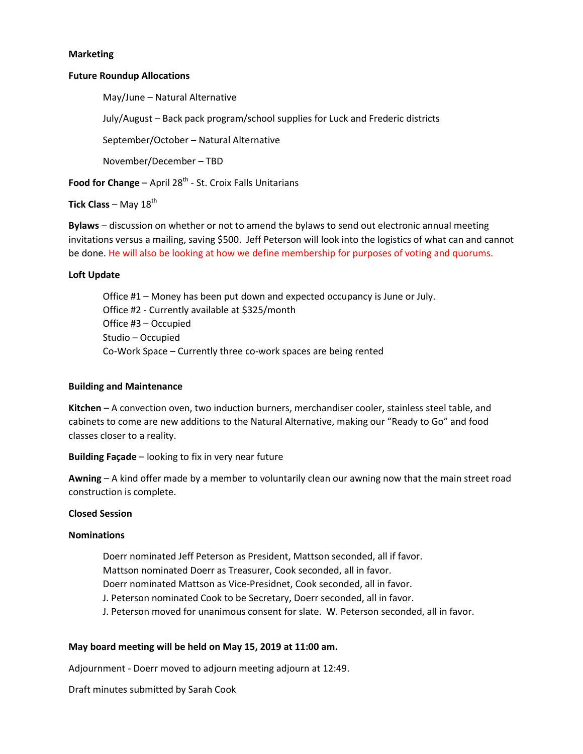**Marketing**

**Future Roundup Allocations**

May/June – Natural Alternative

July/August – Back pack program/school supplies for Luck and Frederic districts

September/October – Natural Alternative

November/December – TBD

**Food for Change** – April 28th - St. Croix Falls Unitarians

**Tick Class** – May 18th

**Bylaws** – discussion on whether or not to amend the bylaws to send out electronic annual meeting invitations versus a mailing, saving $500. Jeff Peterson will look into the logistics of what can and cannot be done. He will also be looking at how we define membership for purposes of voting and quorums.

**Loft Update**

Office #1 – Money has been put down and expected occupancy is June or July.
Office #2 - Currently available at $325/month
Office #3 – Occupied
Studio – Occupied
Co-Work Space – Currently three co-work spaces are being rented

**Building and Maintenance**

**Kitchen** – A convection oven, two induction burners, merchandiser cooler, stainless steel table, and cabinets to come are new additions to the Natural Alternative, making our "Ready to Go" and food classes closer to a reality.

**Building Façade** – looking to fix in very near future

**Awning** – A kind offer made by a member to voluntarily clean our awning now that the main street road construction is complete.

**Closed Session**

**Nominations**

Doerr nominated Jeff Peterson as President, Mattson seconded, all if favor.
Mattson nominated Doerr as Treasurer, Cook seconded, all in favor.
Doerr nominated Mattson as Vice-Presidnet, Cook seconded, all in favor.
J. Peterson nominated Cook to be Secretary, Doerr seconded, all in favor.
J. Peterson moved for unanimous consent for slate. W. Peterson seconded, all in favor.

**May board meeting will be held on May 15, 2019 at 11:00 am.**

Adjournment - Doerr moved to adjourn meeting adjourn at 12:49.

Draft minutes submitted by Sarah Cook